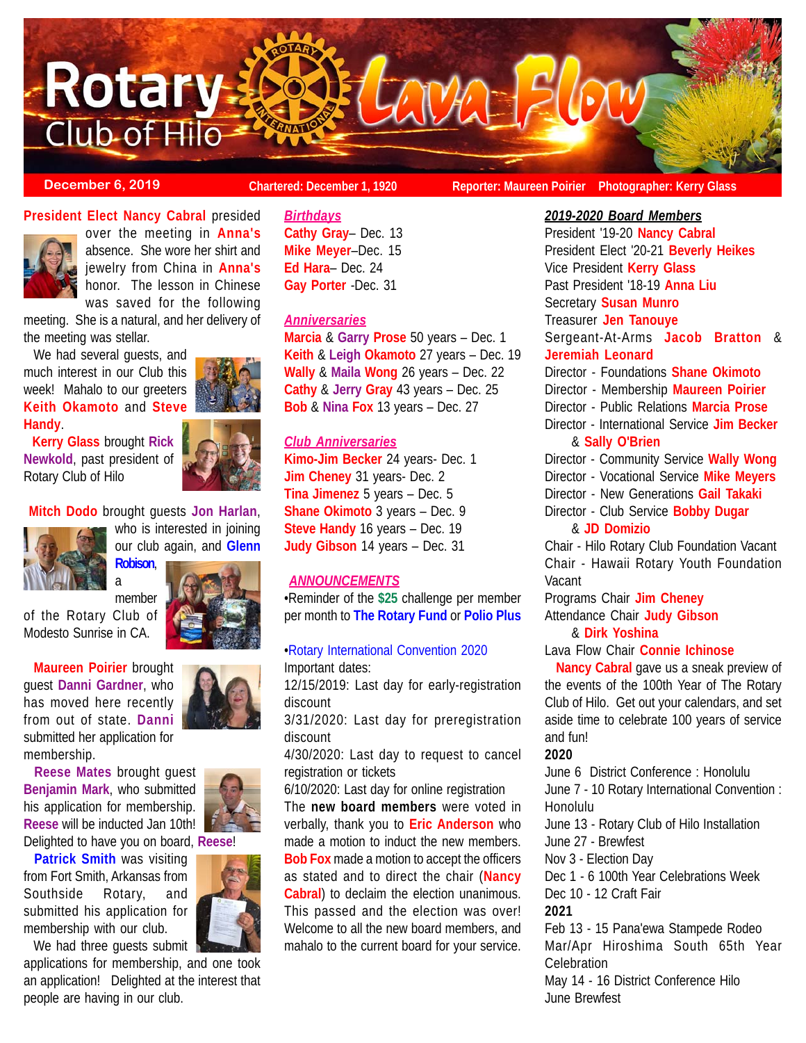# Rotary Club of Hilo Lava Flow

**December 6, 2019** | Chartered: December 1, 1920 | Reporter: Maureen Poirier | Photographer: Kerry Glass

**President Elect Nancy Cabral** presided over the meeting in **Anna's** absence. She wore her shirt and jewelry from China in **Anna's** honor. The lesson in Chinese was saved for the following meeting. She is a natural, and her delivery of the meeting was stellar.

We had several guests, and much interest in our Club this week! Mahalo to our greeters **Keith Okamoto** and **Steve Handy**.

**Kerry Glass** brought **Rick Newkold**, past president of Rotary Club of Hilo

**Mitch Dodo** brought guests **Jon Harlan**, who is interested in joining our club again, and **Glenn Robison**, a member of the Rotary Club of Modesto Sunrise in CA.

**Maureen Poirier** brought guest **Danni Gardner**, who has moved here recently from out of state. **Danni** submitted her application for membership.

**Reese Mates** brought guest **Benjamin Mark**, who submitted his application for membership. **Reese** will be inducted Jan 10th! Delighted to have you on board, **Reese**!

**Patrick Smith** was visiting from Fort Smith, Arkansas from Southside Rotary, and submitted his application for membership with our club.

We had three guests submit applications for membership, and one took an application! Delighted at the interest that people are having in our club.

## *Birthdays*

**Cathy Gray**– Dec. 13
**Mike Meyer**–Dec. 15
**Ed Hara**– Dec. 24
**Gay Porter** -Dec. 31

## *Anniversaries*

**Marcia** & **Garry Prose** 50 years – Dec. 1
**Keith** & **Leigh Okamoto** 27 years – Dec. 19
**Wally** & **Maila Wong** 26 years – Dec. 22
**Cathy** & **Jerry Gray** 43 years – Dec. 25
**Bob** & **Nina Fox** 13 years – Dec. 27

## *Club Anniversaries*

**Kimo-Jim Becker** 24 years- Dec. 1
**Jim Cheney** 31 years- Dec. 2
**Tina Jimenez** 5 years – Dec. 5
**Shane Okimoto** 3 years – Dec. 9
**Steve Handy** 16 years – Dec. 19
**Judy Gibson** 14 years – Dec. 31

## *ANNOUNCEMENTS*

•Reminder of the **$25** challenge per member per month to **The Rotary Fund** or **Polio Plus**

•Rotary International Convention 2020

Important dates:
12/15/2019: Last day for early-registration discount
3/31/2020: Last day for preregistration discount
4/30/2020: Last day to request to cancel registration or tickets
6/10/2020: Last day for online registration

The **new board members** were voted in verbally, thank you to **Eric Anderson** who made a motion to induct the new members. **Bob Fox** made a motion to accept the officers as stated and to direct the chair (**Nancy Cabral**) to declaim the election unanimous. This passed and the election was over! Welcome to all the new board members, and mahalo to the current board for your service.

## *2019-2020 Board Members*

President '19-20 **Nancy Cabral**
President Elect '20-21 **Beverly Heikes**
Vice President **Kerry Glass**
Past President '18-19 **Anna Liu**
Secretary **Susan Munro**
Treasurer **Jen Tanouye**
Sergeant-At-Arms **Jacob Bratton** & **Jeremiah Leonard**
Director - Foundations **Shane Okimoto**
Director - Membership **Maureen Poirier**
Director - Public Relations **Marcia Prose**
Director - International Service **Jim Becker** & **Sally O'Brien**
Director - Community Service **Wally Wong**
Director - Vocational Service **Mike Meyers**
Director - New Generations **Gail Takaki**
Director - Club Service **Bobby Dugar** & **JD Domizio**
Chair - Hilo Rotary Club Foundation Vacant
Chair - Hawaii Rotary Youth Foundation Vacant
Programs Chair **Jim Cheney**
Attendance Chair **Judy Gibson** & **Dirk Yoshina**
Lava Flow Chair **Connie Ichinose**

**Nancy Cabral** gave us a sneak preview of the events of the 100th Year of The Rotary Club of Hilo. Get out your calendars, and set aside time to celebrate 100 years of service and fun!

**2020**
June 6 District Conference : Honolulu
June 7 - 10 Rotary International Convention : Honolulu
June 13 - Rotary Club of Hilo Installation
June 27 - Brewfest
Nov 3 - Election Day
Dec 1 - 6 100th Year Celebrations Week
Dec 10 - 12 Craft Fair

**2021**
Feb 13 - 15 Pana'ewa Stampede Rodeo
Mar/Apr Hiroshima South 65th Year Celebration
May 14 - 16 District Conference Hilo
June Brewfest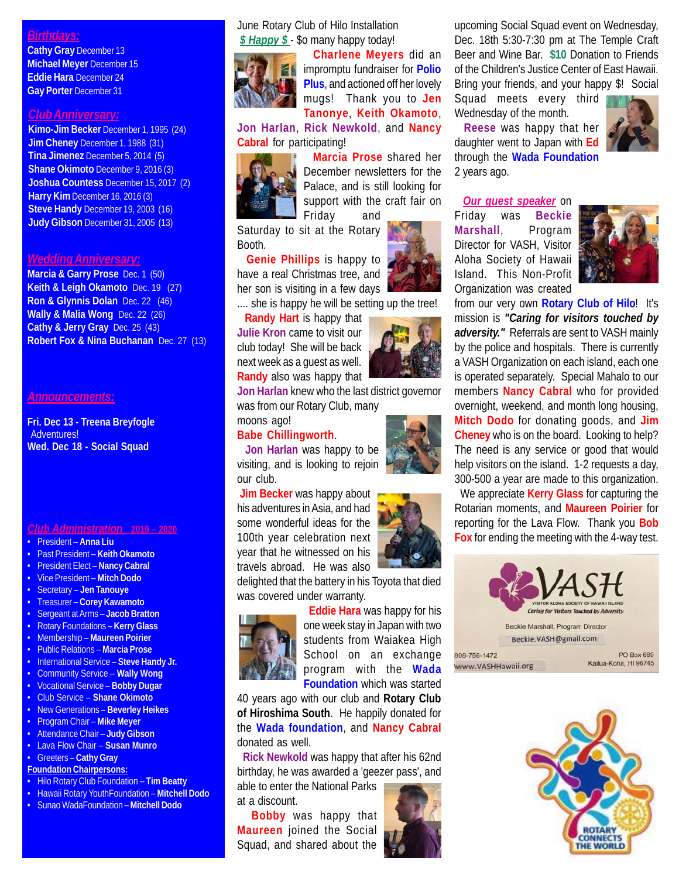## Birthdays:

**Cathy Gray** December 13
**Michael Meyer** December 15
**Eddie Hara** December 24
**Gay Porter** December 31

## Club Anniversary:

**Kimo-Jim Becker** December 1, 1995 (24)
**Jim Cheney** December 1, 1988 (31)
**Tina Jimenez** December 5, 2014 (5)
**Shane Okimoto** December 9, 2016 (3)
**Joshua Countess** December 15, 2017 (2)
**Harry Kim** December 16, 2016 (3)
**Steve Handy** December 19, 2003 (16)
**Judy Gibson** December 31, 2005 (13)

## Wedding Anniversary:

**Marcia & Garry Prose** Dec. 1 (50)
**Keith & Leigh Okamoto** Dec. 19 (27)
**Ron & Glynnis Dolan** Dec. 22 (46)
**Wally & Malia Wong** Dec. 22 (26)
**Cathy & Jerry Gray** Dec. 25 (43)
**Robert Fox & Nina Buchanan** Dec. 27 (13)

## Announcements:

**Fri. Dec 13 - Treena Breyfogle** Adventures!
**Wed. Dec 18 - Social Squad**

## Club Administration 2019 – 2020

- President – **Anna Liu**
- Past President – **Keith Okamoto**
- President Elect – **Nancy Cabral**
- Vice President – **Mitch Dodo**
- Secretary – **Jen Tanouye**
- Treasurer – **Corey Kawamoto**
- Sergeant at Arms – **Jacob Bratton**
- Rotary Foundations – **Kerry Glass**
- Membership – **Maureen Poirier**
- Public Relations – **Marcia Prose**
- International Service – **Steve Handy Jr.**
- Community Service – **Wally Wong**
- Vocational Service – **Bobby Dugar**
- Club Service – **Shane Okimoto**
- New Generations – **Beverley Heikes**
- Program Chair – **Mike Meyer**
- Attendance Chair – **Judy Gibson**
- Lava Flow Chair – **Susan Munro**
- Greeters – **Cathy Gray**

**Foundation Chairpersons:**

- Hilo Rotary Club Foundation – **Tim Beatty**
- Hawaii Rotary YouthFoundation – **Mitchell Dodo**
- Sunao WadaFoundation – **Mitchell Dodo**

June Rotary Club of Hilo Installation

***$ Happy $*** - $o many happy today!

**Charlene Meyers** did an impromptu fundraiser for **Polio Plus**, and actioned off her lovely mugs! Thank you to **Jen Tanonye**, **Keith Okamoto**, **Jon Harlan**, **Rick Newkold**, and **Nancy Cabral** for participating!

**Marcia Prose** shared her December newsletters for the Palace, and is still looking for support with the craft fair on Friday and Saturday to sit at the Rotary Booth.

**Genie Phillips** is happy to have a real Christmas tree, and her son is visiting in a few days .... she is happy he will be setting up the tree!

**Randy Hart** is happy that **Julie Kron** came to visit our club today! She will be back next week as a guest as well. **Randy** also was happy that **Jon Harlan** knew who the last district governor was from our Rotary Club, many moons ago! **Babe Chillingworth**.

**Jon Harlan** was happy to be visiting, and is looking to rejoin our club.

**Jim Becker** was happy about his adventures in Asia, and had some wonderful ideas for the 100th year celebration next year that he witnessed on his travels abroad. He was also delighted that the battery in his Toyota that died was covered under warranty.

**Eddie Hara** was happy for his one week stay in Japan with two students from Waiakea High School on an exchange program with the **Wada Foundation** which was started 40 years ago with our club and **Rotary Club of Hiroshima South**. He happily donated for the **Wada foundation**, and **Nancy Cabral** donated as well.

**Rick Newkold** was happy that after his 62nd birthday, he was awarded a 'geezer pass', and able to enter the National Parks at a discount.

**Bobby** was happy that **Maureen** joined the Social Squad, and shared about the upcoming Social Squad event on Wednesday, Dec. 18th 5:30-7:30 pm at The Temple Craft Beer and Wine Bar. **$10** Donation to Friends of the Children's Justice Center of East Hawaii. Bring your friends, and your happy $! Social Squad meets every third Wednesday of the month.

**Reese** was happy that her daughter went to Japan with **Ed** through the **Wada Foundation** 2 years ago.

***Our guest speaker*** on Friday was **Beckie Marshall**, Program Director for VASH, Visitor Aloha Society of Hawaii Island. This Non-Profit Organization was created from our very own **Rotary Club of Hilo**! It's mission is ***"Caring for visitors touched by adversity."*** Referrals are sent to VASH mainly by the police and hospitals. There is currently a VASH Organization on each island, each one is operated separately. Special Mahalo to our members **Nancy Cabral** who for provided overnight, weekend, and month long housing, **Mitch Dodo** for donating goods, and **Jim Cheney** who is on the board. Looking to help? The need is any service or good that would help visitors on the island. 1-2 requests a day, 300-500 a year are made to this organization.

We appreciate **Kerry Glass** for capturing the Rotarian moments, and **Maureen Poirier** for reporting for the Lava Flow. Thank you **Bob Fox** for ending the meeting with the 4-way test.

VASH
VISITOR ALOHA SOCIETY OF HAWAII ISLAND
*Caring for Visitors Touched by Adversity*
Beckie Marshall, Program Director
Beckie.VASH@gmail.com
808-756-1472
www.VASHHawaii.org
PO Box 689
Kailua-Kona, HI 96745

ROTARY CONNECTS THE WORLD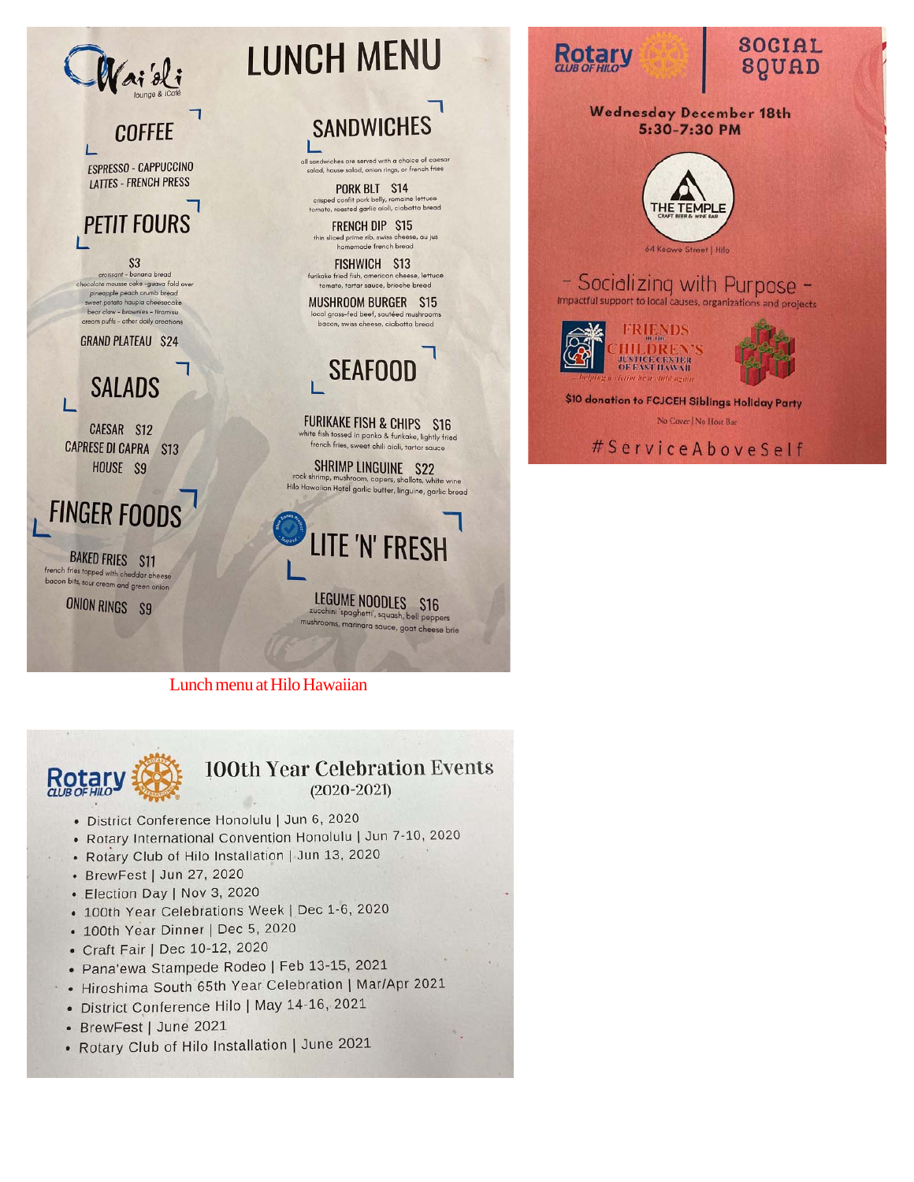Wai'oli lounge & iCafé

# LUNCH MENU

## COFFEE

ESPRESSO - CAPPUCCINO
LATTES - FRENCH PRESS

## PETIT FOURS

$3

croissant - banana bread
chocolate mousse cake - guava fold over
pineapple peach crumb bread
sweet potato haupia cheesecake
bear claw - brownies - tiramisu
cream puffs - other daily creations

GRAND PLATEAU $24

## SALADS

CAESAR $12
CAPRESE DI CAPRA $13
HOUSE $9

## FINGER FOODS

BAKED FRIES $11
french fries topped with cheddar cheese bacon bits, sour cream and green onion

ONION RINGS $9

## SANDWICHES

all sandwiches are served with a choice of caesar salad, house salad, onion rings, or french fries

PORK BLT $14
crisped confit pork belly, romaine lettuce tomato, roasted garlic aioli, ciabatta bread

FRENCH DIP $15
thin sliced prime rib, swiss cheese, au jus homemade french bread

FISHWICH $13
furikake fried fish, american cheese, lettuce tomato, tartar sauce, brioche bread

MUSHROOM BURGER $15
local grass-fed beef, sautéed mushrooms bacon, swiss cheese, ciabatta bread

## SEAFOOD

FURIKAKE FISH & CHIPS $16
white fish tossed in panko & furikake, lightly fried french fries, sweet chili aioli, tartar sauce

SHRIMP LINGUINE $22
rock shrimp, mushroom, capers, shallots, white wine Hilo Hawaiian Hotel garlic butter, linguine, garlic bread

## LITE 'N' FRESH

LEGUME NOODLES $16
zucchini 'spaghetti', squash, bell peppers mushrooms, marinara sauce, goat cheese brie

Lunch menu at Hilo Hawaiian

Rotary Club of Hilo | SOCIAL SQUAD

**Wednesday December 18th**
**5:30-7:30 PM**

THE TEMPLE CRAFT BEER & WINE BAR

64 Keawe Street | Hilo

- Socializing with Purpose -

Impactful support to local causes, organizations and projects

FRIENDS of the CHILDREN'S JUSTICE CENTER OF EAST HAWAII

**$10 donation to FCJCEH Siblings Holiday Party**

No Cover | No Host Bar

#ServiceAboveSelf

Rotary Club of Hilo

## 100th Year Celebration Events (2020-2021)

- District Conference Honolulu | Jun 6, 2020
- Rotary International Convention Honolulu | Jun 7-10, 2020
- Rotary Club of Hilo Installation | Jun 13, 2020
- BrewFest | Jun 27, 2020
- Election Day | Nov 3, 2020
- 100th Year Celebrations Week | Dec 1-6, 2020
- 100th Year Dinner | Dec 5, 2020
- Craft Fair | Dec 10-12, 2020
- Pana'ewa Stampede Rodeo | Feb 13-15, 2021
- Hiroshima South 65th Year Celebration | Mar/Apr 2021
- District Conference Hilo | May 14-16, 2021
- BrewFest | June 2021
- Rotary Club of Hilo Installation | June 2021